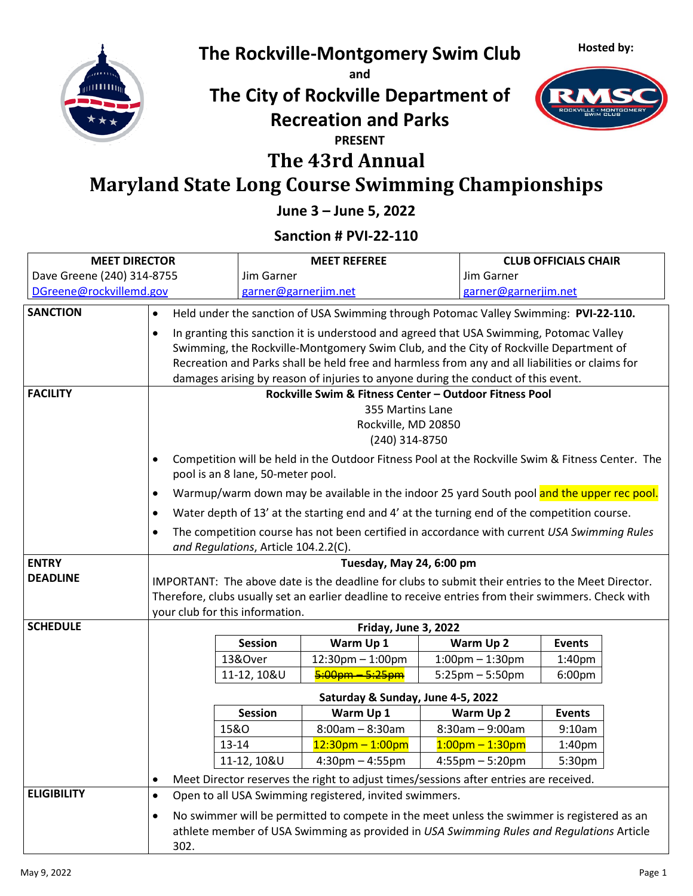Hosted by:

# The Rockville-Montgomery Swim Club

**and**

## The City of Rockville Department of Recreation and Parks

**PRESENT**

# The 43rd Annual Maryland State Long Course Swimming Championships

**June 3 – June 5, 2022**

**Sanction # PVI-22-110**

| MEET DIRECTOR | MEET REFEREE | CLUB OFFICIALS CHAIR |
|---|---|---|
| Dave Greene (240) 314-8755 | Jim Garner | Jim Garner |
| DGreene@rockvillemd.gov | garner@garnerjim.net | garner@garnerjim.net |

**SANCTION**

- Held under the sanction of USA Swimming through Potomac Valley Swimming: **PVI-22-110.**
- In granting this sanction it is understood and agreed that USA Swimming, Potomac Valley Swimming, the Rockville-Montgomery Swim Club, and the City of Rockville Department of Recreation and Parks shall be held free and harmless from any and all liabilities or claims for damages arising by reason of injuries to anyone during the conduct of this event.

**FACILITY**

**Rockville Swim & Fitness Center – Outdoor Fitness Pool**
355 Martins Lane
Rockville, MD 20850
(240) 314-8750

- Competition will be held in the Outdoor Fitness Pool at the Rockville Swim & Fitness Center. The pool is an 8 lane, 50-meter pool.
- Warmup/warm down may be available in the indoor 25 yard South pool and the upper rec pool.
- Water depth of 13' at the starting end and 4' at the turning end of the competition course.
- The competition course has not been certified in accordance with current *USA Swimming Rules and Regulations*, Article 104.2.2(C).

**ENTRY DEADLINE**

**Tuesday, May 24, 6:00 pm**

IMPORTANT: The above date is the deadline for clubs to submit their entries to the Meet Director. Therefore, clubs usually set an earlier deadline to receive entries from their swimmers. Check with your club for this information.

**SCHEDULE**

**Friday, June 3, 2022**

| Session | Warm Up 1 | Warm Up 2 | Events |
|---|---|---|---|
| 13&Over | 12:30pm – 1:00pm | 1:00pm – 1:30pm | 1:40pm |
| 11-12, 10&U | ~~5:00pm – 5:25pm~~ | 5:25pm – 5:50pm | 6:00pm |

**Saturday & Sunday, June 4-5, 2022**

| Session | Warm Up 1 | Warm Up 2 | Events |
|---|---|---|---|
| 15&O | 8:00am – 8:30am | 8:30am – 9:00am | 9:10am |
| 13-14 | 12:30pm – 1:00pm | 1:00pm – 1:30pm | 1:40pm |
| 11-12, 10&U | 4:30pm – 4:55pm | 4:55pm – 5:20pm | 5:30pm |

- Meet Director reserves the right to adjust times/sessions after entries are received.

**ELIGIBILITY**

- Open to all USA Swimming registered, invited swimmers.
- No swimmer will be permitted to compete in the meet unless the swimmer is registered as an athlete member of USA Swimming as provided in *USA Swimming Rules and Regulations* Article 302.

May 9, 2022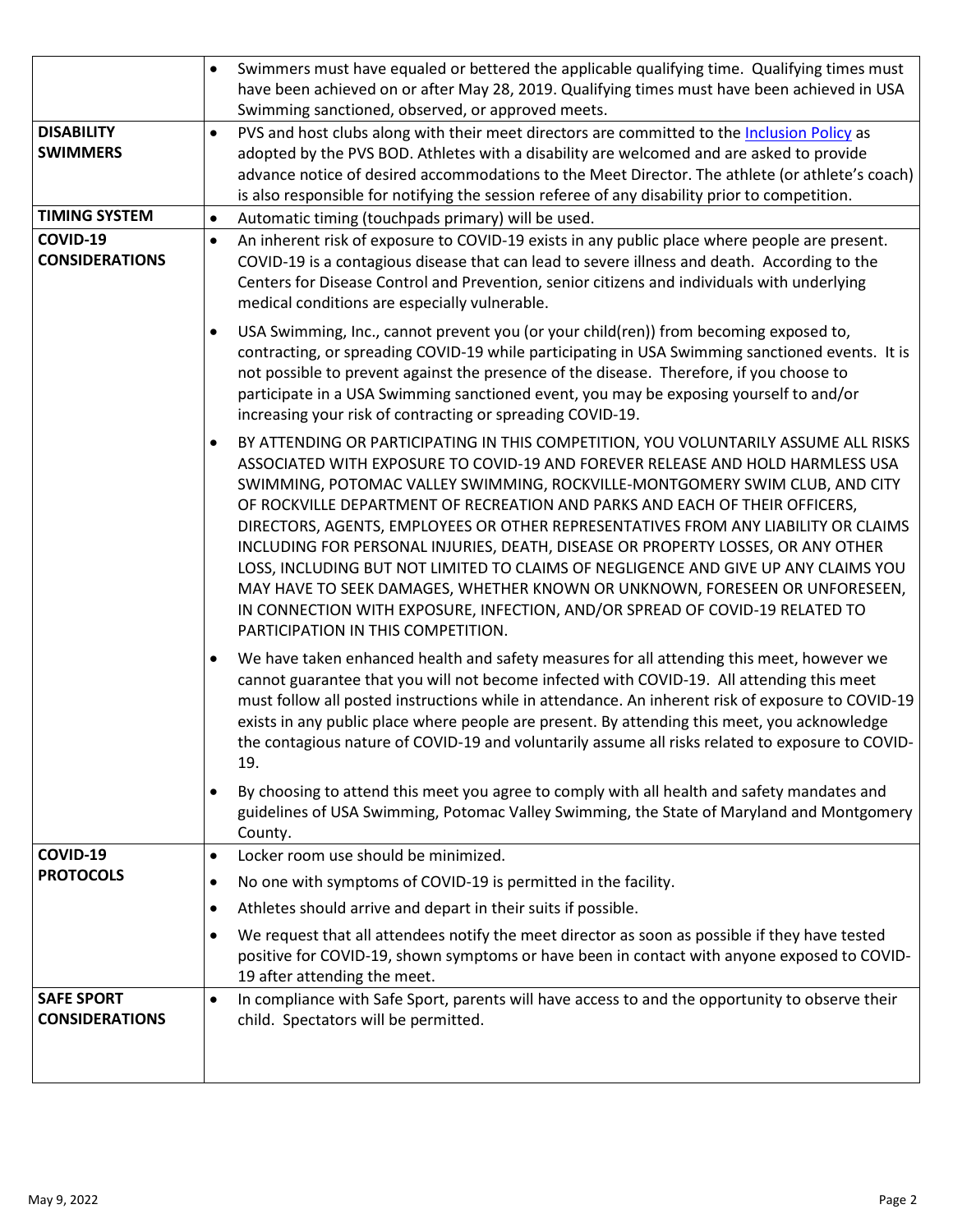| | |
|---|---|
| | • Swimmers must have equaled or bettered the applicable qualifying time. Qualifying times must have been achieved on or after May 28, 2019. Qualifying times must have been achieved in USA Swimming sanctioned, observed, or approved meets. |
| **DISABILITY SWIMMERS** | • PVS and host clubs along with their meet directors are committed to the Inclusion Policy as adopted by the PVS BOD. Athletes with a disability are welcomed and are asked to provide advance notice of desired accommodations to the Meet Director. The athlete (or athlete's coach) is also responsible for notifying the session referee of any disability prior to competition. |
| **TIMING SYSTEM** | • Automatic timing (touchpads primary) will be used. |
| **COVID-19 CONSIDERATIONS** | • An inherent risk of exposure to COVID-19 exists in any public place where people are present. COVID-19 is a contagious disease that can lead to severe illness and death. According to the Centers for Disease Control and Prevention, senior citizens and individuals with underlying medical conditions are especially vulnerable.<br>• USA Swimming, Inc., cannot prevent you (or your child(ren)) from becoming exposed to, contracting, or spreading COVID-19 while participating in USA Swimming sanctioned events. It is not possible to prevent against the presence of the disease. Therefore, if you choose to participate in a USA Swimming sanctioned event, you may be exposing yourself to and/or increasing your risk of contracting or spreading COVID-19.<br>• BY ATTENDING OR PARTICIPATING IN THIS COMPETITION, YOU VOLUNTARILY ASSUME ALL RISKS ASSOCIATED WITH EXPOSURE TO COVID-19 AND FOREVER RELEASE AND HOLD HARMLESS USA SWIMMING, POTOMAC VALLEY SWIMMING, ROCKVILLE-MONTGOMERY SWIM CLUB, AND CITY OF ROCKVILLE DEPARTMENT OF RECREATION AND PARKS AND EACH OF THEIR OFFICERS, DIRECTORS, AGENTS, EMPLOYEES OR OTHER REPRESENTATIVES FROM ANY LIABILITY OR CLAIMS INCLUDING FOR PERSONAL INJURIES, DEATH, DISEASE OR PROPERTY LOSSES, OR ANY OTHER LOSS, INCLUDING BUT NOT LIMITED TO CLAIMS OF NEGLIGENCE AND GIVE UP ANY CLAIMS YOU MAY HAVE TO SEEK DAMAGES, WHETHER KNOWN OR UNKNOWN, FORESEEN OR UNFORESEEN, IN CONNECTION WITH EXPOSURE, INFECTION, AND/OR SPREAD OF COVID-19 RELATED TO PARTICIPATION IN THIS COMPETITION.<br>• We have taken enhanced health and safety measures for all attending this meet, however we cannot guarantee that you will not become infected with COVID-19. All attending this meet must follow all posted instructions while in attendance. An inherent risk of exposure to COVID-19 exists in any public place where people are present. By attending this meet, you acknowledge the contagious nature of COVID-19 and voluntarily assume all risks related to exposure to COVID-19.<br>• By choosing to attend this meet you agree to comply with all health and safety mandates and guidelines of USA Swimming, Potomac Valley Swimming, the State of Maryland and Montgomery County. |
| **COVID-19 PROTOCOLS** | • Locker room use should be minimized.<br>• No one with symptoms of COVID-19 is permitted in the facility.<br>• Athletes should arrive and depart in their suits if possible.<br>• We request that all attendees notify the meet director as soon as possible if they have tested positive for COVID-19, shown symptoms or have been in contact with anyone exposed to COVID-19 after attending the meet. |
| **SAFE SPORT CONSIDERATIONS** | • In compliance with Safe Sport, parents will have access to and the opportunity to observe their child. Spectators will be permitted. |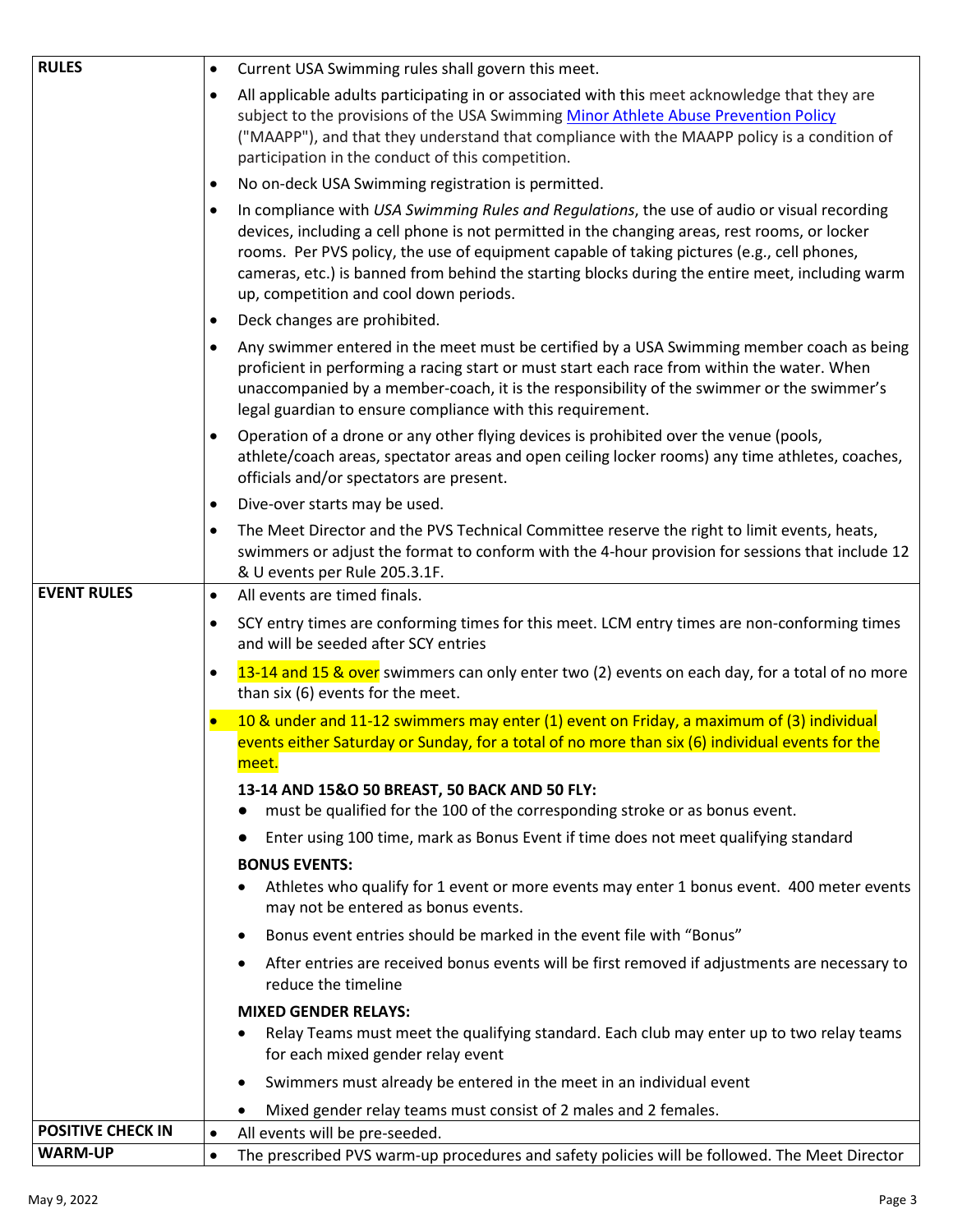| | |
|---|---|
| **RULES** | • Current USA Swimming rules shall govern this meet.<br>• All applicable adults participating in or associated with this meet acknowledge that they are subject to the provisions of the USA Swimming Minor Athlete Abuse Prevention Policy ("MAAPP"), and that they understand that compliance with the MAAPP policy is a condition of participation in the conduct of this competition.<br>• No on-deck USA Swimming registration is permitted.<br>• In compliance with *USA Swimming Rules and Regulations*, the use of audio or visual recording devices, including a cell phone is not permitted in the changing areas, rest rooms, or locker rooms. Per PVS policy, the use of equipment capable of taking pictures (e.g., cell phones, cameras, etc.) is banned from behind the starting blocks during the entire meet, including warm up, competition and cool down periods.<br>• Deck changes are prohibited.<br>• Any swimmer entered in the meet must be certified by a USA Swimming member coach as being proficient in performing a racing start or must start each race from within the water. When unaccompanied by a member-coach, it is the responsibility of the swimmer or the swimmer's legal guardian to ensure compliance with this requirement.<br>• Operation of a drone or any other flying devices is prohibited over the venue (pools, athlete/coach areas, spectator areas and open ceiling locker rooms) any time athletes, coaches, officials and/or spectators are present.<br>• Dive-over starts may be used.<br>• The Meet Director and the PVS Technical Committee reserve the right to limit events, heats, swimmers or adjust the format to conform with the 4-hour provision for sessions that include 12 & U events per Rule 205.3.1F. |
| **EVENT RULES** | • All events are timed finals.<br>• SCY entry times are conforming times for this meet. LCM entry times are non-conforming times and will be seeded after SCY entries<br>• 13-14 and 15 & over swimmers can only enter two (2) events on each day, for a total of no more than six (6) events for the meet.<br>• 10 & under and 11-12 swimmers may enter (1) event on Friday, a maximum of (3) individual events either Saturday or Sunday, for a total of no more than six (6) individual events for the meet.<br><br>**13-14 AND 15&O 50 BREAST, 50 BACK AND 50 FLY:**<br>● must be qualified for the 100 of the corresponding stroke or as bonus event.<br>● Enter using 100 time, mark as Bonus Event if time does not meet qualifying standard<br><br>**BONUS EVENTS:**<br>• Athletes who qualify for 1 event or more events may enter 1 bonus event. 400 meter events may not be entered as bonus events.<br>• Bonus event entries should be marked in the event file with "Bonus"<br>• After entries are received bonus events will be first removed if adjustments are necessary to reduce the timeline<br><br>**MIXED GENDER RELAYS:**<br>• Relay Teams must meet the qualifying standard. Each club may enter up to two relay teams for each mixed gender relay event<br>• Swimmers must already be entered in the meet in an individual event<br>• Mixed gender relay teams must consist of 2 males and 2 females. |
| **POSITIVE CHECK IN** | • All events will be pre-seeded. |
| **WARM-UP** | • The prescribed PVS warm-up procedures and safety policies will be followed. The Meet Director |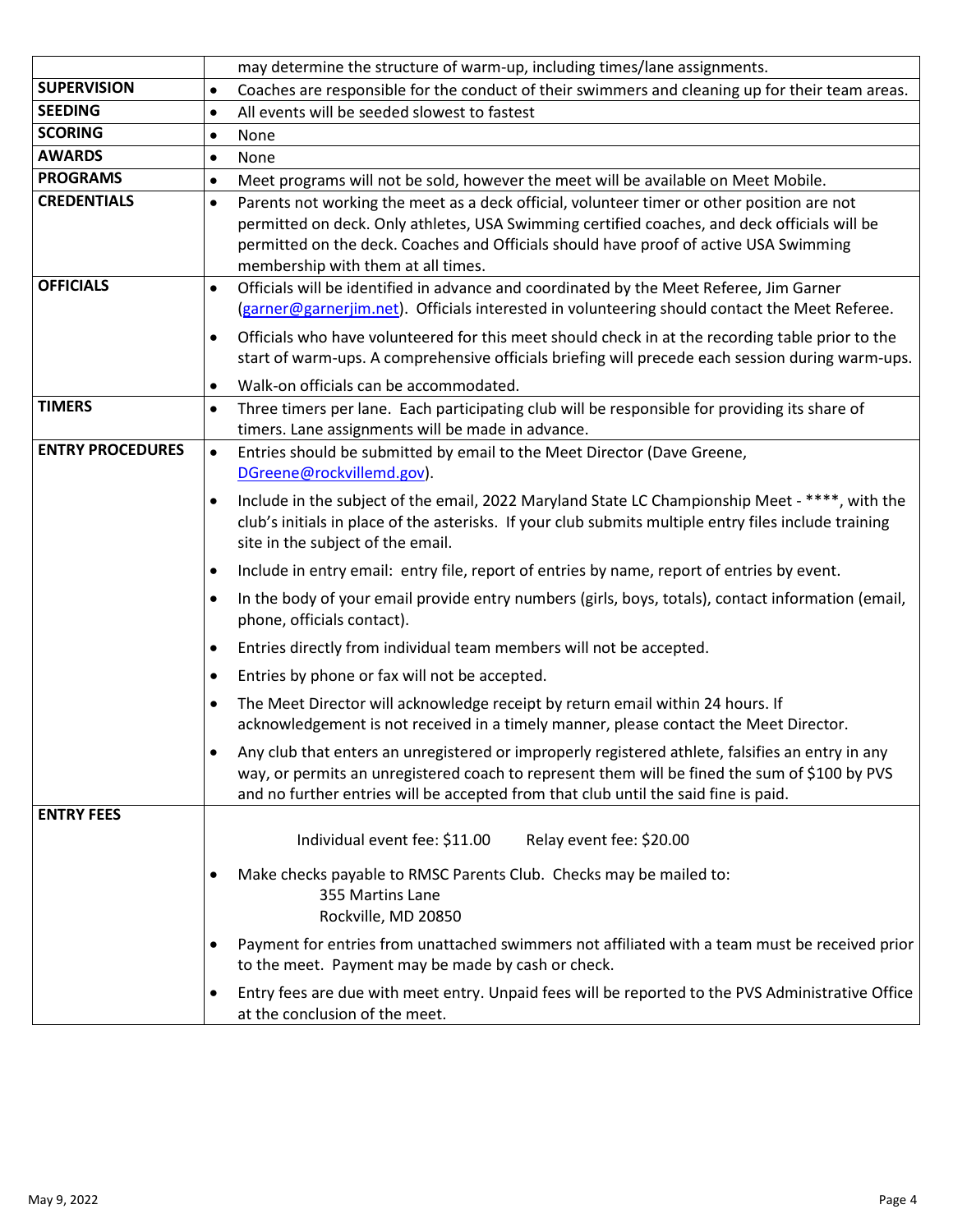| | |
|---|---|
| | may determine the structure of warm-up, including times/lane assignments. |
| **SUPERVISION** | • Coaches are responsible for the conduct of their swimmers and cleaning up for their team areas. |
| **SEEDING** | • All events will be seeded slowest to fastest |
| **SCORING** | • None |
| **AWARDS** | • None |
| **PROGRAMS** | • Meet programs will not be sold, however the meet will be available on Meet Mobile. |
| **CREDENTIALS** | • Parents not working the meet as a deck official, volunteer timer or other position are not permitted on deck. Only athletes, USA Swimming certified coaches, and deck officials will be permitted on the deck. Coaches and Officials should have proof of active USA Swimming membership with them at all times. |
| **OFFICIALS** | • Officials will be identified in advance and coordinated by the Meet Referee, Jim Garner (garner@garnerjim.net). Officials interested in volunteering should contact the Meet Referee.<br>• Officials who have volunteered for this meet should check in at the recording table prior to the start of warm-ups. A comprehensive officials briefing will precede each session during warm-ups.<br>• Walk-on officials can be accommodated. |
| **TIMERS** | • Three timers per lane. Each participating club will be responsible for providing its share of timers. Lane assignments will be made in advance. |
| **ENTRY PROCEDURES** | • Entries should be submitted by email to the Meet Director (Dave Greene, DGreene@rockvillemd.gov).<br>• Include in the subject of the email, 2022 Maryland State LC Championship Meet - ****, with the club's initials in place of the asterisks. If your club submits multiple entry files include training site in the subject of the email.<br>• Include in entry email: entry file, report of entries by name, report of entries by event.<br>• In the body of your email provide entry numbers (girls, boys, totals), contact information (email, phone, officials contact).<br>• Entries directly from individual team members will not be accepted.<br>• Entries by phone or fax will not be accepted.<br>• The Meet Director will acknowledge receipt by return email within 24 hours. If acknowledgement is not received in a timely manner, please contact the Meet Director.<br>• Any club that enters an unregistered or improperly registered athlete, falsifies an entry in any way, or permits an unregistered coach to represent them will be fined the sum of $100 by PVS and no further entries will be accepted from that club until the said fine is paid. |
| **ENTRY FEES** | Individual event fee: $11.00 &nbsp;&nbsp;&nbsp; Relay event fee: $20.00<br>• Make checks payable to RMSC Parents Club. Checks may be mailed to:<br>355 Martins Lane<br>Rockville, MD 20850<br>• Payment for entries from unattached swimmers not affiliated with a team must be received prior to the meet. Payment may be made by cash or check.<br>• Entry fees are due with meet entry. Unpaid fees will be reported to the PVS Administrative Office at the conclusion of the meet. |

May 9, 2022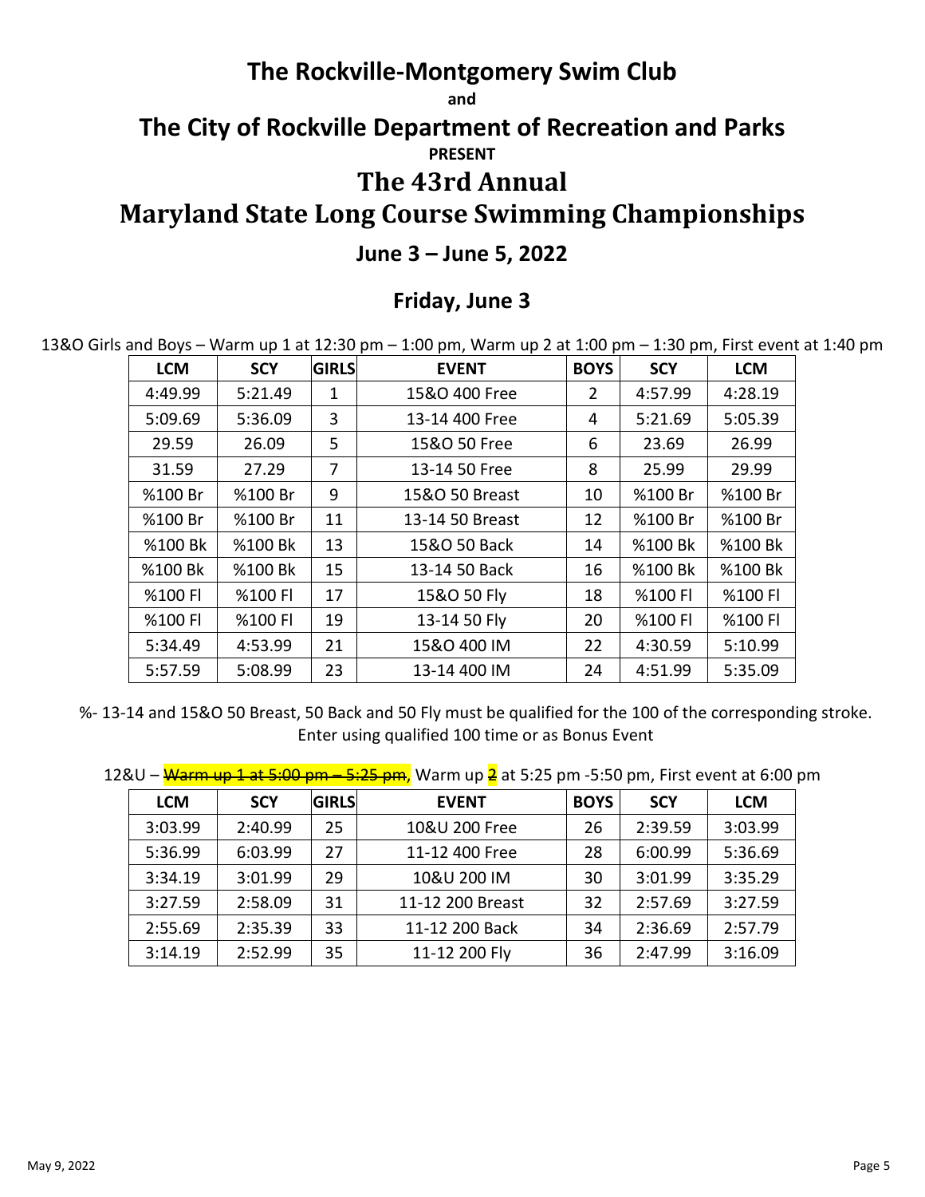# The Rockville-Montgomery Swim Club

**and**

# The City of Rockville Department of Recreation and Parks

**PRESENT**

# The 43rd Annual

# Maryland State Long Course Swimming Championships

## June 3 – June 5, 2022

## Friday, June 3

13&O Girls and Boys – Warm up 1 at 12:30 pm – 1:00 pm, Warm up 2 at 1:00 pm – 1:30 pm, First event at 1:40 pm

| LCM | SCY | GIRLS | EVENT | BOYS | SCY | LCM |
|---|---|---|---|---|---|---|
| 4:49.99 | 5:21.49 | 1 | 15&O 400 Free | 2 | 4:57.99 | 4:28.19 |
| 5:09.69 | 5:36.09 | 3 | 13-14 400 Free | 4 | 5:21.69 | 5:05.39 |
| 29.59 | 26.09 | 5 | 15&O 50 Free | 6 | 23.69 | 26.99 |
| 31.59 | 27.29 | 7 | 13-14 50 Free | 8 | 25.99 | 29.99 |
| %100 Br | %100 Br | 9 | 15&O 50 Breast | 10 | %100 Br | %100 Br |
| %100 Br | %100 Br | 11 | 13-14 50 Breast | 12 | %100 Br | %100 Br |
| %100 Bk | %100 Bk | 13 | 15&O 50 Back | 14 | %100 Bk | %100 Bk |
| %100 Bk | %100 Bk | 15 | 13-14 50 Back | 16 | %100 Bk | %100 Bk |
| %100 Fl | %100 Fl | 17 | 15&O 50 Fly | 18 | %100 Fl | %100 Fl |
| %100 Fl | %100 Fl | 19 | 13-14 50 Fly | 20 | %100 Fl | %100 Fl |
| 5:34.49 | 4:53.99 | 21 | 15&O 400 IM | 22 | 4:30.59 | 5:10.99 |
| 5:57.59 | 5:08.99 | 23 | 13-14 400 IM | 24 | 4:51.99 | 5:35.09 |

%- 13-14 and 15&O 50 Breast, 50 Back and 50 Fly must be qualified for the 100 of the corresponding stroke. Enter using qualified 100 time or as Bonus Event

12&U – ~~Warm up 1 at 5:00 pm – 5:25 pm~~, Warm up 2 at 5:25 pm -5:50 pm, First event at 6:00 pm

| LCM | SCY | GIRLS | EVENT | BOYS | SCY | LCM |
|---|---|---|---|---|---|---|
| 3:03.99 | 2:40.99 | 25 | 10&U 200 Free | 26 | 2:39.59 | 3:03.99 |
| 5:36.99 | 6:03.99 | 27 | 11-12 400 Free | 28 | 6:00.99 | 5:36.69 |
| 3:34.19 | 3:01.99 | 29 | 10&U 200 IM | 30 | 3:01.99 | 3:35.29 |
| 3:27.59 | 2:58.09 | 31 | 11-12 200 Breast | 32 | 2:57.69 | 3:27.59 |
| 2:55.69 | 2:35.39 | 33 | 11-12 200 Back | 34 | 2:36.69 | 2:57.79 |
| 3:14.19 | 2:52.99 | 35 | 11-12 200 Fly | 36 | 2:47.99 | 3:16.09 |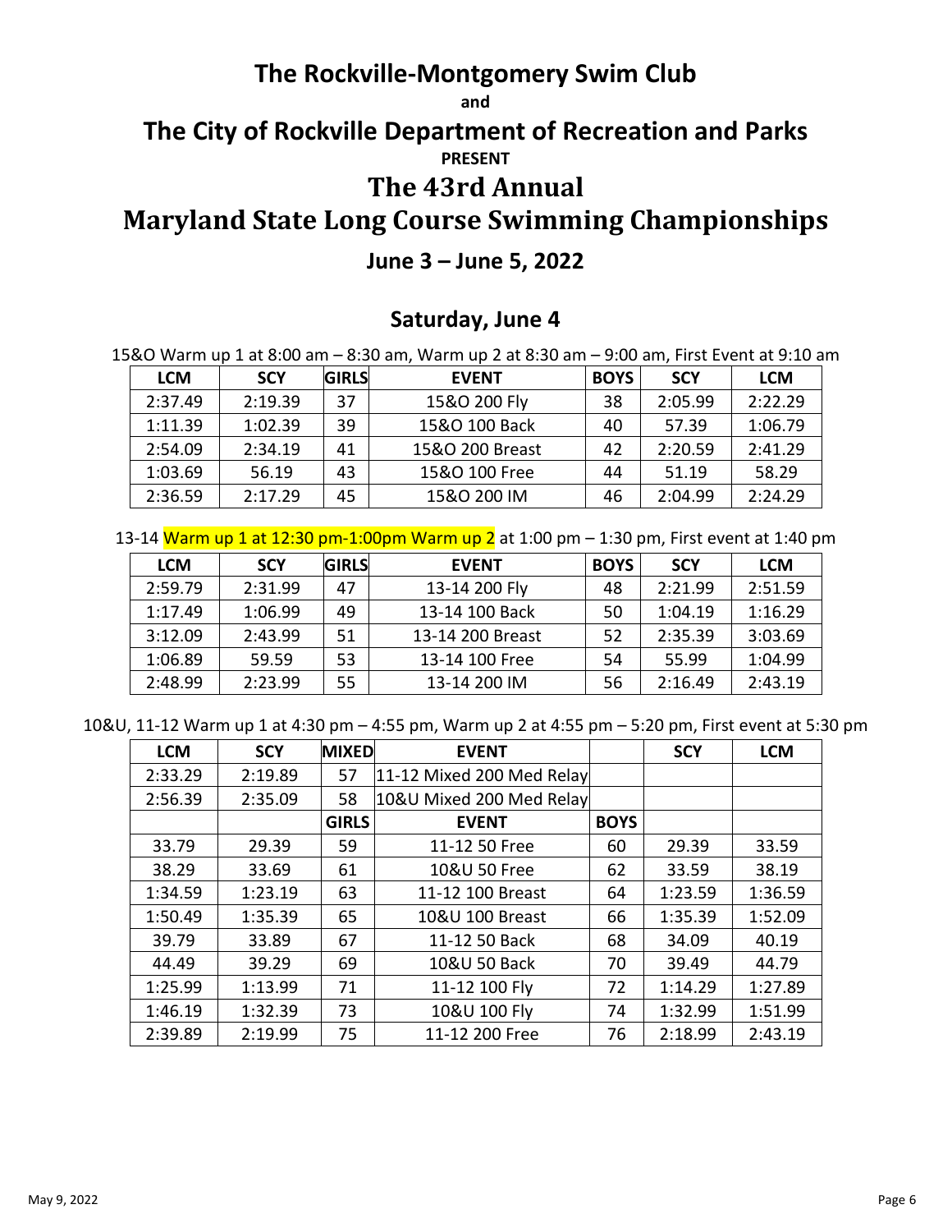# The Rockville-Montgomery Swim Club

**and**

# The City of Rockville Department of Recreation and Parks

**PRESENT**

# The 43rd Annual

# Maryland State Long Course Swimming Championships

## June 3 – June 5, 2022

## Saturday, June 4

15&O Warm up 1 at 8:00 am – 8:30 am, Warm up 2 at 8:30 am – 9:00 am, First Event at 9:10 am

| LCM | SCY | GIRLS | EVENT | BOYS | SCY | LCM |
|---|---|---|---|---|---|---|
| 2:37.49 | 2:19.39 | 37 | 15&O 200 Fly | 38 | 2:05.99 | 2:22.29 |
| 1:11.39 | 1:02.39 | 39 | 15&O 100 Back | 40 | 57.39 | 1:06.79 |
| 2:54.09 | 2:34.19 | 41 | 15&O 200 Breast | 42 | 2:20.59 | 2:41.29 |
| 1:03.69 | 56.19 | 43 | 15&O 100 Free | 44 | 51.19 | 58.29 |
| 2:36.59 | 2:17.29 | 45 | 15&O 200 IM | 46 | 2:04.99 | 2:24.29 |

13-14 Warm up 1 at 12:30 pm-1:00pm Warm up 2 at 1:00 pm – 1:30 pm, First event at 1:40 pm

| LCM | SCY | GIRLS | EVENT | BOYS | SCY | LCM |
|---|---|---|---|---|---|---|
| 2:59.79 | 2:31.99 | 47 | 13-14 200 Fly | 48 | 2:21.99 | 2:51.59 |
| 1:17.49 | 1:06.99 | 49 | 13-14 100 Back | 50 | 1:04.19 | 1:16.29 |
| 3:12.09 | 2:43.99 | 51 | 13-14 200 Breast | 52 | 2:35.39 | 3:03.69 |
| 1:06.89 | 59.59 | 53 | 13-14 100 Free | 54 | 55.99 | 1:04.99 |
| 2:48.99 | 2:23.99 | 55 | 13-14 200 IM | 56 | 2:16.49 | 2:43.19 |

10&U, 11-12 Warm up 1 at 4:30 pm – 4:55 pm, Warm up 2 at 4:55 pm – 5:20 pm, First event at 5:30 pm

| LCM | SCY | MIXED | EVENT | | SCY | LCM |
|---|---|---|---|---|---|---|
| 2:33.29 | 2:19.89 | 57 | 11-12 Mixed 200 Med Relay | | | |
| 2:56.39 | 2:35.09 | 58 | 10&U Mixed 200 Med Relay | | | |
| | | GIRLS | EVENT | BOYS | | |
| 33.79 | 29.39 | 59 | 11-12 50 Free | 60 | 29.39 | 33.59 |
| 38.29 | 33.69 | 61 | 10&U 50 Free | 62 | 33.59 | 38.19 |
| 1:34.59 | 1:23.19 | 63 | 11-12 100 Breast | 64 | 1:23.59 | 1:36.59 |
| 1:50.49 | 1:35.39 | 65 | 10&U 100 Breast | 66 | 1:35.39 | 1:52.09 |
| 39.79 | 33.89 | 67 | 11-12 50 Back | 68 | 34.09 | 40.19 |
| 44.49 | 39.29 | 69 | 10&U 50 Back | 70 | 39.49 | 44.79 |
| 1:25.99 | 1:13.99 | 71 | 11-12 100 Fly | 72 | 1:14.29 | 1:27.89 |
| 1:46.19 | 1:32.39 | 73 | 10&U 100 Fly | 74 | 1:32.99 | 1:51.99 |
| 2:39.89 | 2:19.99 | 75 | 11-12 200 Free | 76 | 2:18.99 | 2:43.19 |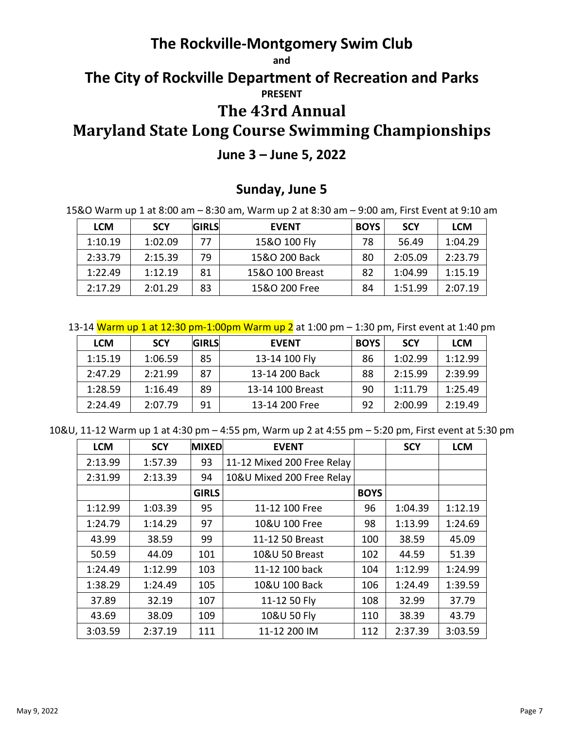# The Rockville-Montgomery Swim Club

**and**

# The City of Rockville Department of Recreation and Parks

**PRESENT**

# The 43rd Annual
# Maryland State Long Course Swimming Championships

## June 3 – June 5, 2022

## Sunday, June 5

15&O Warm up 1 at 8:00 am – 8:30 am, Warm up 2 at 8:30 am – 9:00 am, First Event at 9:10 am

| LCM | SCY | GIRLS | EVENT | BOYS | SCY | LCM |
|---|---|---|---|---|---|---|
| 1:10.19 | 1:02.09 | 77 | 15&O 100 Fly | 78 | 56.49 | 1:04.29 |
| 2:33.79 | 2:15.39 | 79 | 15&O 200 Back | 80 | 2:05.09 | 2:23.79 |
| 1:22.49 | 1:12.19 | 81 | 15&O 100 Breast | 82 | 1:04.99 | 1:15.19 |
| 2:17.29 | 2:01.29 | 83 | 15&O 200 Free | 84 | 1:51.99 | 2:07.19 |

13-14 Warm up 1 at 12:30 pm-1:00pm Warm up 2 at 1:00 pm – 1:30 pm, First event at 1:40 pm

| LCM | SCY | GIRLS | EVENT | BOYS | SCY | LCM |
|---|---|---|---|---|---|---|
| 1:15.19 | 1:06.59 | 85 | 13-14 100 Fly | 86 | 1:02.99 | 1:12.99 |
| 2:47.29 | 2:21.99 | 87 | 13-14 200 Back | 88 | 2:15.99 | 2:39.99 |
| 1:28.59 | 1:16.49 | 89 | 13-14 100 Breast | 90 | 1:11.79 | 1:25.49 |
| 2:24.49 | 2:07.79 | 91 | 13-14 200 Free | 92 | 2:00.99 | 2:19.49 |

10&U, 11-12 Warm up 1 at 4:30 pm – 4:55 pm, Warm up 2 at 4:55 pm – 5:20 pm, First event at 5:30 pm

| LCM | SCY | MIXED | EVENT | | SCY | LCM |
|---|---|---|---|---|---|---|
| 2:13.99 | 1:57.39 | 93 | 11-12 Mixed 200 Free Relay | | | |
| 2:31.99 | 2:13.39 | 94 | 10&U Mixed 200 Free Relay | | | |
| | | GIRLS | | BOYS | | |
| 1:12.99 | 1:03.39 | 95 | 11-12 100 Free | 96 | 1:04.39 | 1:12.19 |
| 1:24.79 | 1:14.29 | 97 | 10&U 100 Free | 98 | 1:13.99 | 1:24.69 |
| 43.99 | 38.59 | 99 | 11-12 50 Breast | 100 | 38.59 | 45.09 |
| 50.59 | 44.09 | 101 | 10&U 50 Breast | 102 | 44.59 | 51.39 |
| 1:24.49 | 1:12.99 | 103 | 11-12 100 back | 104 | 1:12.99 | 1:24.99 |
| 1:38.29 | 1:24.49 | 105 | 10&U 100 Back | 106 | 1:24.49 | 1:39.59 |
| 37.89 | 32.19 | 107 | 11-12 50 Fly | 108 | 32.99 | 37.79 |
| 43.69 | 38.09 | 109 | 10&U 50 Fly | 110 | 38.39 | 43.79 |
| 3:03.59 | 2:37.19 | 111 | 11-12 200 IM | 112 | 2:37.39 | 3:03.59 |

May 9, 2022